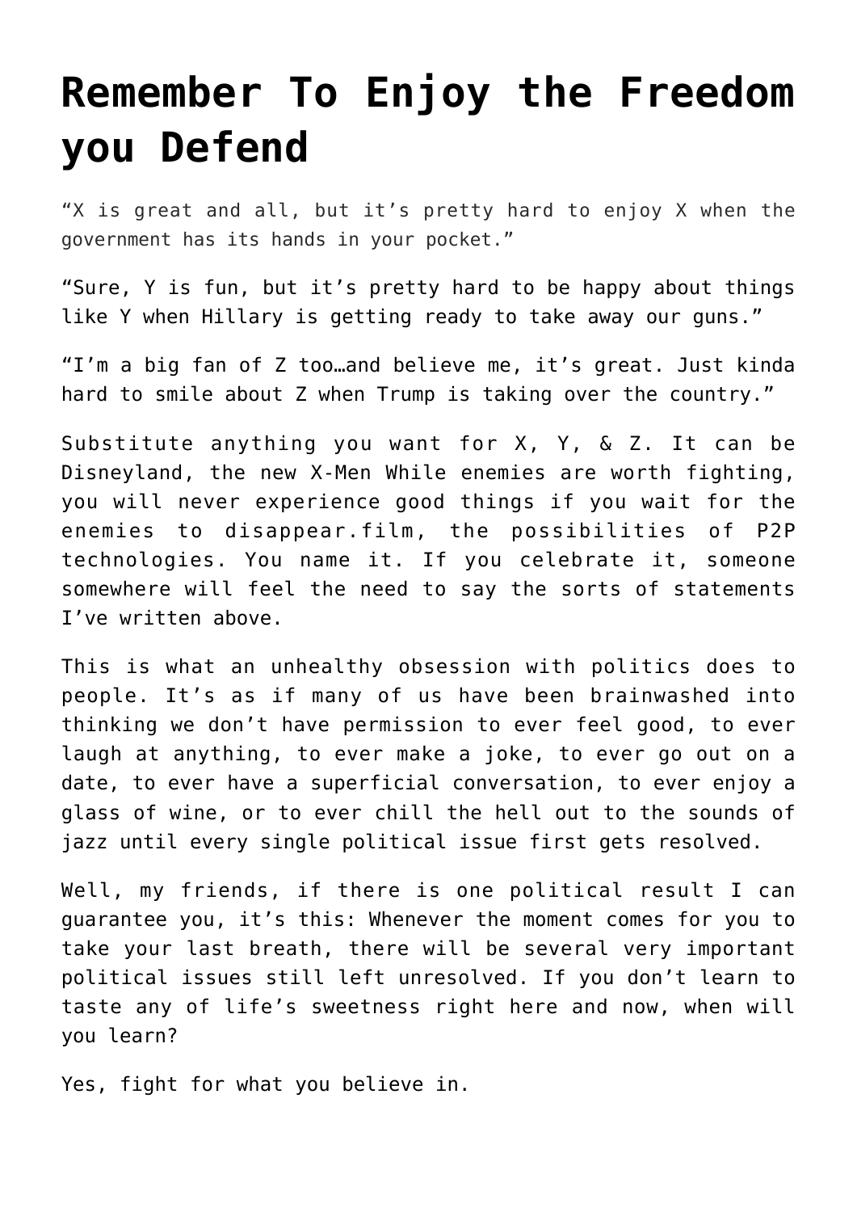# Remember To Enjoy the Freedom you Defend

"X is great and all, but it's pretty hard to enjoy X when the government has its hands in your pocket."

"Sure, Y is fun, but it's pretty hard to be happy about things like Y when Hillary is getting ready to take away our guns."

"I'm a big fan of Z too…and believe me, it's great. Just kinda hard to smile about Z when Trump is taking over the country."

Substitute anything you want for X, Y, & Z. It can be Disneyland, the new X-Men While enemies are worth fighting, you will never experience good things if you wait for the enemies to disappear.film, the possibilities of P2P technologies. You name it. If you celebrate it, someone somewhere will feel the need to say the sorts of statements I've written above.

This is what an unhealthy obsession with politics does to people. It's as if many of us have been brainwashed into thinking we don't have permission to ever feel good, to ever laugh at anything, to ever make a joke, to ever go out on a date, to ever have a superficial conversation, to ever enjoy a glass of wine, or to ever chill the hell out to the sounds of jazz until every single political issue first gets resolved.

Well, my friends, if there is one political result I can guarantee you, it's this: Whenever the moment comes for you to take your last breath, there will be several very important political issues still left unresolved. If you don't learn to taste any of life's sweetness right here and now, when will you learn?

Yes, fight for what you believe in.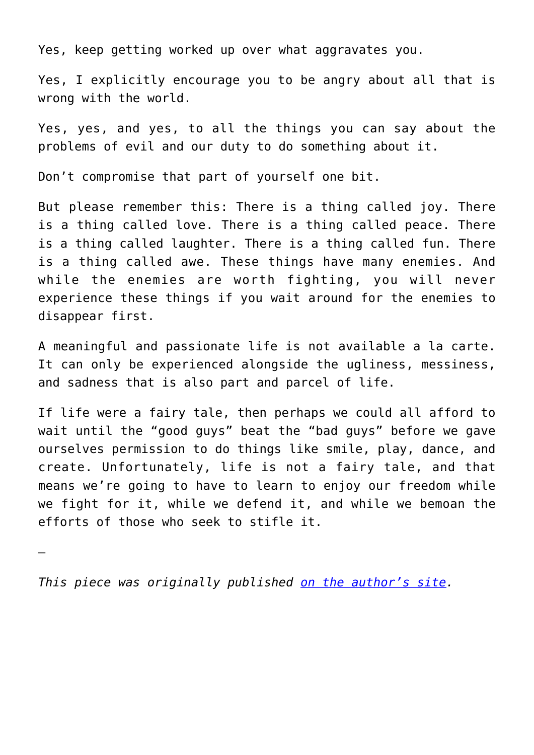Yes, keep getting worked up over what aggravates you.

Yes, I explicitly encourage you to be angry about all that is wrong with the world.

Yes, yes, and yes, to all the things you can say about the problems of evil and our duty to do something about it.

Don't compromise that part of yourself one bit.

But please remember this: There is a thing called joy. There is a thing called love. There is a thing called peace. There is a thing called laughter. There is a thing called fun. There is a thing called awe. These things have many enemies. And while the enemies are worth fighting, you will never experience these things if you wait around for the enemies to disappear first.

A meaningful and passionate life is not available a la carte. It can only be experienced alongside the ugliness, messiness, and sadness that is also part and parcel of life.

If life were a fairy tale, then perhaps we could all afford to wait until the "good guys" beat the "bad guys" before we gave ourselves permission to do things like smile, play, dance, and create. Unfortunately, life is not a fairy tale, and that means we're going to have to learn to enjoy our freedom while we fight for it, while we defend it, and while we bemoan the efforts of those who seek to stifle it.

—

*This piece was originally published on the author's site.*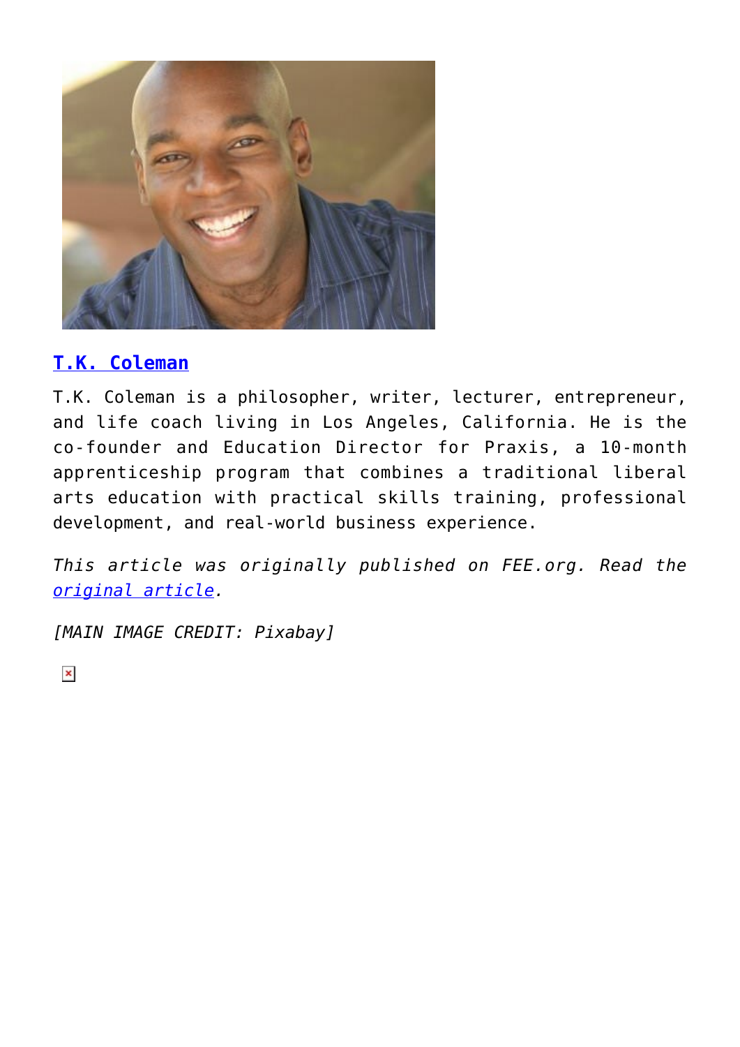**T.K. Coleman**

T.K. Coleman is a philosopher, writer, lecturer, entrepreneur, and life coach living in Los Angeles, California. He is the co-founder and Education Director for Praxis, a 10-month apprenticeship program that combines a traditional liberal arts education with practical skills training, professional development, and real-world business experience.

*This article was originally published on FEE.org. Read the original article.*

*[MAIN IMAGE CREDIT: Pixabay]*